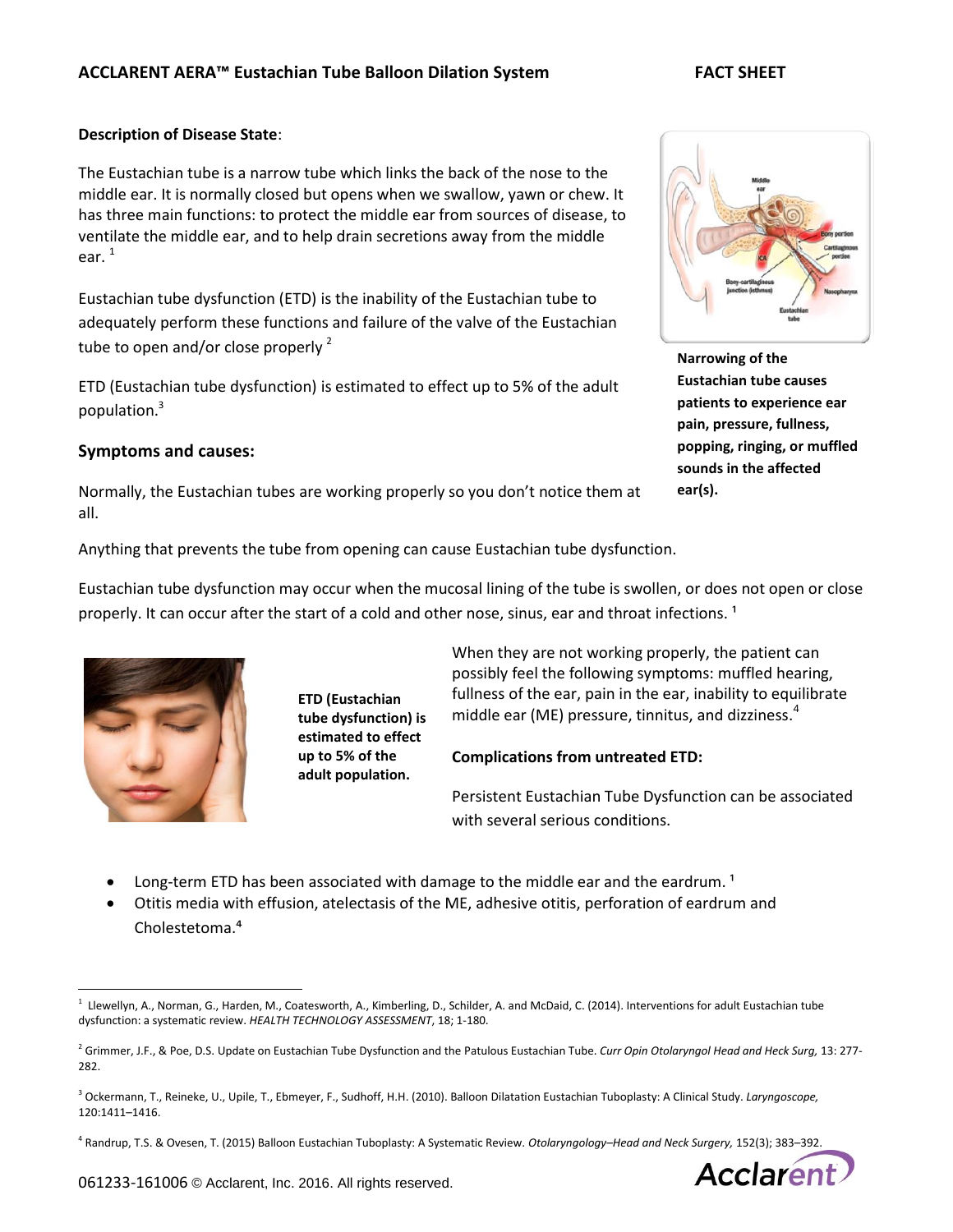## ACCLARENT AERA™ Eustachian Tube Balloon Dilation System FACT SHEET

### Description of Disease State:

The Eustachian tube is a narrow tube which links the back of the nose to the middle ear. It is normally closed but opens when we swallow, yawn or chew. It has three main functions: to protect the middle ear from sources of disease, to ventilate the middle ear, and to help drain secretions away from the middle ear. [1]

Eustachian tube dysfunction (ETD) is the inability of the Eustachian tube to adequately perform these functions and failure of the valve of the Eustachian tube to open and/or close properly [2]

ETD (Eustachian tube dysfunction) is estimated to effect up to 5% of the adult population.[3]

**Narrowing of the Eustachian tube causes patients to experience ear pain, pressure, fullness, popping, ringing, or muffled sounds in the affected ear(s).**

### Symptoms and causes:

Normally, the Eustachian tubes are working properly so you don't notice them at all.

Anything that prevents the tube from opening can cause Eustachian tube dysfunction.

Eustachian tube dysfunction may occur when the mucosal lining of the tube is swollen, or does not open or close properly. It can occur after the start of a cold and other nose, sinus, ear and throat infections. [1]

**ETD (Eustachian tube dysfunction) is estimated to effect up to 5% of the adult population.**

When they are not working properly, the patient can possibly feel the following symptoms: muffled hearing, fullness of the ear, pain in the ear, inability to equilibrate middle ear (ME) pressure, tinnitus, and dizziness.[4]

### Complications from untreated ETD:

Persistent Eustachian Tube Dysfunction can be associated with several serious conditions.

- Long-term ETD has been associated with damage to the middle ear and the eardrum. [1]
- Otitis media with effusion, atelectasis of the ME, adhesive otitis, perforation of eardrum and Cholestetoma.[4]

---

[1] Llewellyn, A., Norman, G., Harden, M., Coatesworth, A., Kimberling, D., Schilder, A. and McDaid, C. (2014). Interventions for adult Eustachian tube dysfunction: a systematic review. *HEALTH TECHNOLOGY ASSESSMENT*, 18; 1-180.

[2] Grimmer, J.F., & Poe, D.S. Update on Eustachian Tube Dysfunction and the Patulous Eustachian Tube. *Curr Opin Otolaryngol Head and Heck Surg,* 13: 277-282.

[3] Ockermann, T., Reineke, U., Upile, T., Ebmeyer, F., Sudhoff, H.H. (2010). Balloon Dilatation Eustachian Tuboplasty: A Clinical Study. *Laryngoscope,* 120:1411–1416.

[4] Randrup, T.S. & Ovesen, T. (2015) Balloon Eustachian Tuboplasty: A Systematic Review. *Otolaryngology–Head and Neck Surgery,* 152(3); 383–392.

061233-161006 © Acclarent, Inc. 2016. All rights reserved.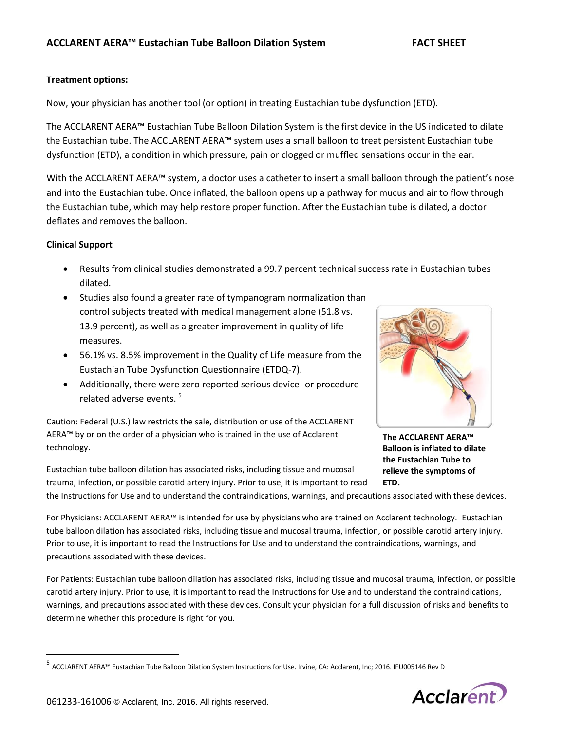## ACCLARENT AERA™ Eustachian Tube Balloon Dilation System FACT SHEET

### Treatment options:

Now, your physician has another tool (or option) in treating Eustachian tube dysfunction (ETD).

The ACCLARENT AERA™ Eustachian Tube Balloon Dilation System is the first device in the US indicated to dilate the Eustachian tube. The ACCLARENT AERA™ system uses a small balloon to treat persistent Eustachian tube dysfunction (ETD), a condition in which pressure, pain or clogged or muffled sensations occur in the ear.

With the ACCLARENT AERA™ system, a doctor uses a catheter to insert a small balloon through the patient's nose and into the Eustachian tube. Once inflated, the balloon opens up a pathway for mucus and air to flow through the Eustachian tube, which may help restore proper function. After the Eustachian tube is dilated, a doctor deflates and removes the balloon.

### Clinical Support

- Results from clinical studies demonstrated a 99.7 percent technical success rate in Eustachian tubes dilated.
- Studies also found a greater rate of tympanogram normalization than control subjects treated with medical management alone (51.8 vs. 13.9 percent), as well as a greater improvement in quality of life measures.
- 56.1% vs. 8.5% improvement in the Quality of Life measure from the Eustachian Tube Dysfunction Questionnaire (ETDQ-7).
- Additionally, there were zero reported serious device- or procedure-related adverse events. [5]

**The ACCLARENT AERA™ Balloon is inflated to dilate the Eustachian Tube to relieve the symptoms of ETD.**

Caution: Federal (U.S.) law restricts the sale, distribution or use of the ACCLARENT AERA™ by or on the order of a physician who is trained in the use of Acclarent technology.

Eustachian tube balloon dilation has associated risks, including tissue and mucosal trauma, infection, or possible carotid artery injury. Prior to use, it is important to read the Instructions for Use and to understand the contraindications, warnings, and precautions associated with these devices.

For Physicians: ACCLARENT AERA™ is intended for use by physicians who are trained on Acclarent technology. Eustachian tube balloon dilation has associated risks, including tissue and mucosal trauma, infection, or possible carotid artery injury. Prior to use, it is important to read the Instructions for Use and to understand the contraindications, warnings, and precautions associated with these devices.

For Patients: Eustachian tube balloon dilation has associated risks, including tissue and mucosal trauma, infection, or possible carotid artery injury. Prior to use, it is important to read the Instructions for Use and to understand the contraindications, warnings, and precautions associated with these devices. Consult your physician for a full discussion of risks and benefits to determine whether this procedure is right for you.

[5] ACCLARENT AERA™ Eustachian Tube Balloon Dilation System Instructions for Use. Irvine, CA: Acclarent, Inc; 2016. IFU005146 Rev D

061233-161006 © Acclarent, Inc. 2016. All rights reserved.